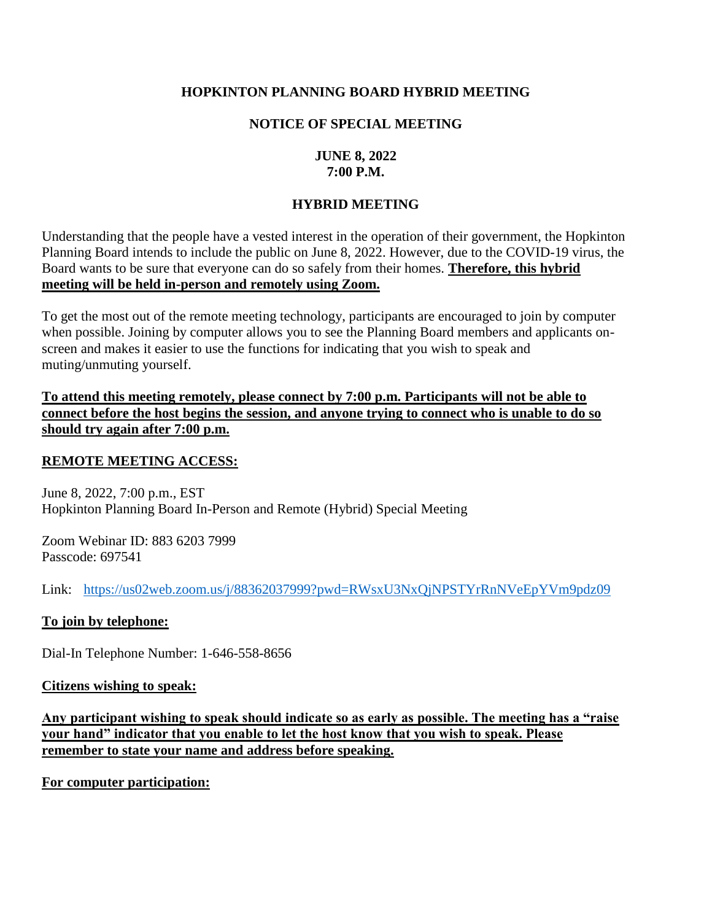**HOPKINTON PLANNING BOARD HYBRID MEETING**

**NOTICE OF SPECIAL MEETING**

**JUNE 8, 2022**
**7:00 P.M.**

**HYBRID MEETING**

Understanding that the people have a vested interest in the operation of their government, the Hopkinton Planning Board intends to include the public on June 8, 2022. However, due to the COVID-19 virus, the Board wants to be sure that everyone can do so safely from their homes. **Therefore, this hybrid meeting will be held in-person and remotely using Zoom.**

To get the most out of the remote meeting technology, participants are encouraged to join by computer when possible. Joining by computer allows you to see the Planning Board members and applicants on-screen and makes it easier to use the functions for indicating that you wish to speak and muting/unmuting yourself.

**To attend this meeting remotely, please connect by 7:00 p.m. Participants will not be able to connect before the host begins the session, and anyone trying to connect who is unable to do so should try again after 7:00 p.m.**

**REMOTE MEETING ACCESS:**

June 8, 2022, 7:00 p.m., EST
Hopkinton Planning Board In-Person and Remote (Hybrid) Special Meeting

Zoom Webinar ID: 883 6203 7999
Passcode: 697541

Link: https://us02web.zoom.us/j/88362037999?pwd=RWsxU3NxQjNPSTYrRnNVeEpYVm9pdz09

**To join by telephone:**

Dial-In Telephone Number: 1-646-558-8656

**Citizens wishing to speak:**

**Any participant wishing to speak should indicate so as early as possible. The meeting has a "raise your hand" indicator that you enable to let the host know that you wish to speak. Please remember to state your name and address before speaking.**

**For computer participation:**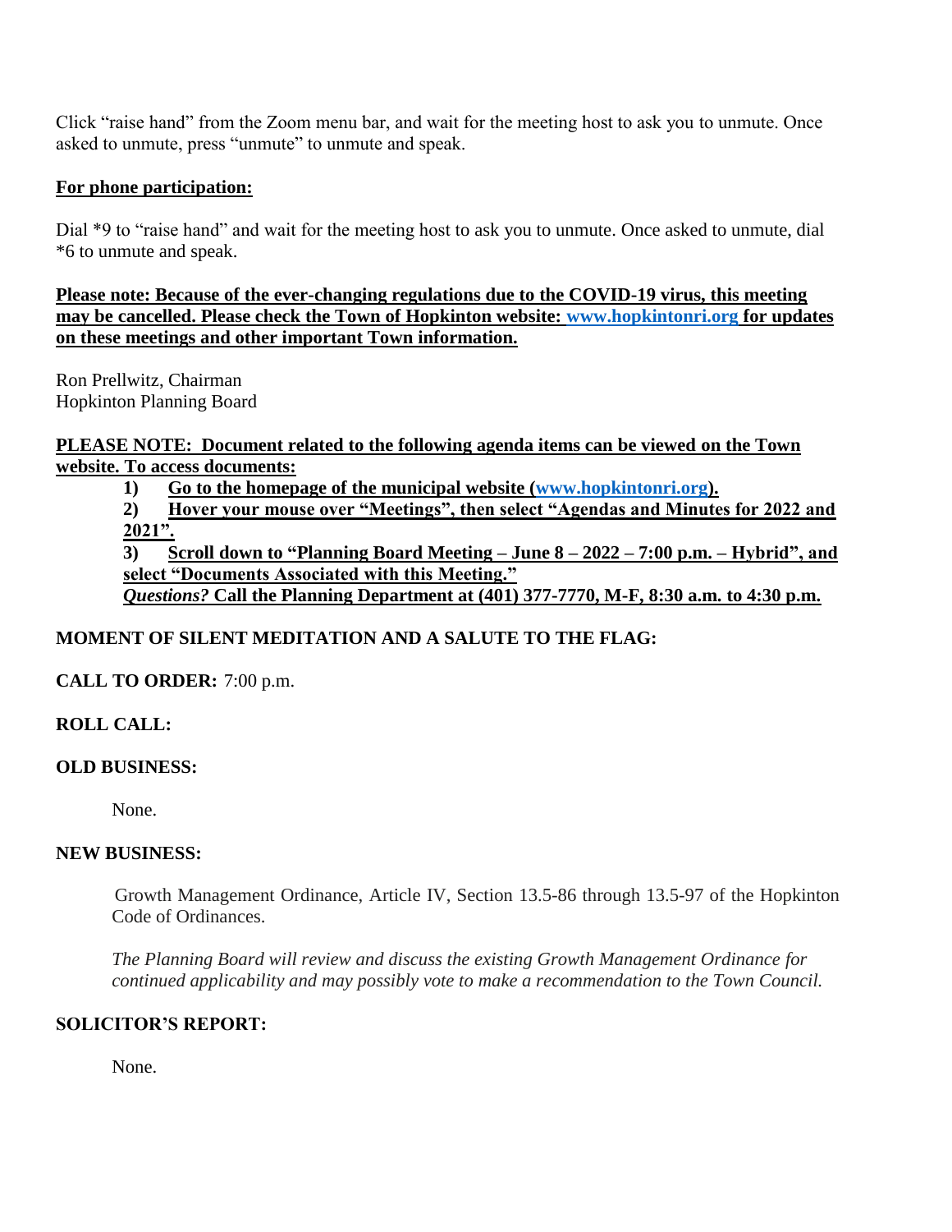Click "raise hand" from the Zoom menu bar, and wait for the meeting host to ask you to unmute. Once asked to unmute, press "unmute" to unmute and speak.

**For phone participation:**

Dial *9 to "raise hand" and wait for the meeting host to ask you to unmute. Once asked to unmute, dial *6 to unmute and speak.

**Please note: Because of the ever-changing regulations due to the COVID-19 virus, this meeting may be cancelled. Please check the Town of Hopkinton website: www.hopkintonri.org for updates on these meetings and other important Town information.**

Ron Prellwitz, Chairman
Hopkinton Planning Board

**PLEASE NOTE: Document related to the following agenda items can be viewed on the Town website. To access documents:**

1) **Go to the homepage of the municipal website (www.hopkintonri.org).**
2) **Hover your mouse over "Meetings", then select "Agendas and Minutes for 2022 and 2021".**
3) **Scroll down to "Planning Board Meeting – June 8 – 2022 – 7:00 p.m. – Hybrid", and select "Documents Associated with this Meeting."**

***Questions?* Call the Planning Department at (401) 377-7770, M-F, 8:30 a.m. to 4:30 p.m.**

**MOMENT OF SILENT MEDITATION AND A SALUTE TO THE FLAG:**

**CALL TO ORDER:** 7:00 p.m.

**ROLL CALL:**

**OLD BUSINESS:**

None.

**NEW BUSINESS:**

Growth Management Ordinance, Article IV, Section 13.5-86 through 13.5-97 of the Hopkinton Code of Ordinances.

*The Planning Board will review and discuss the existing Growth Management Ordinance for continued applicability and may possibly vote to make a recommendation to the Town Council.*

**SOLICITOR'S REPORT:**

None.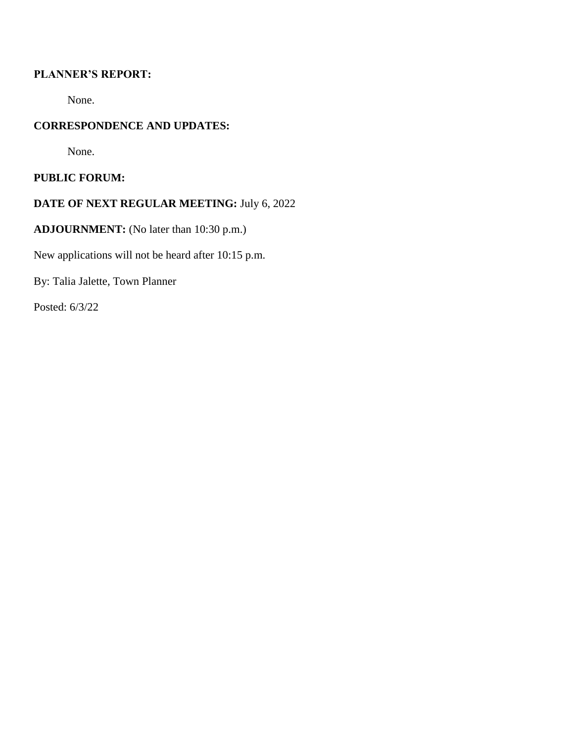**PLANNER'S REPORT:**

None.

**CORRESPONDENCE AND UPDATES:**

None.

**PUBLIC FORUM:**

**DATE OF NEXT REGULAR MEETING:** July 6, 2022

**ADJOURNMENT:** (No later than 10:30 p.m.)

New applications will not be heard after 10:15 p.m.

By: Talia Jalette, Town Planner

Posted: 6/3/22